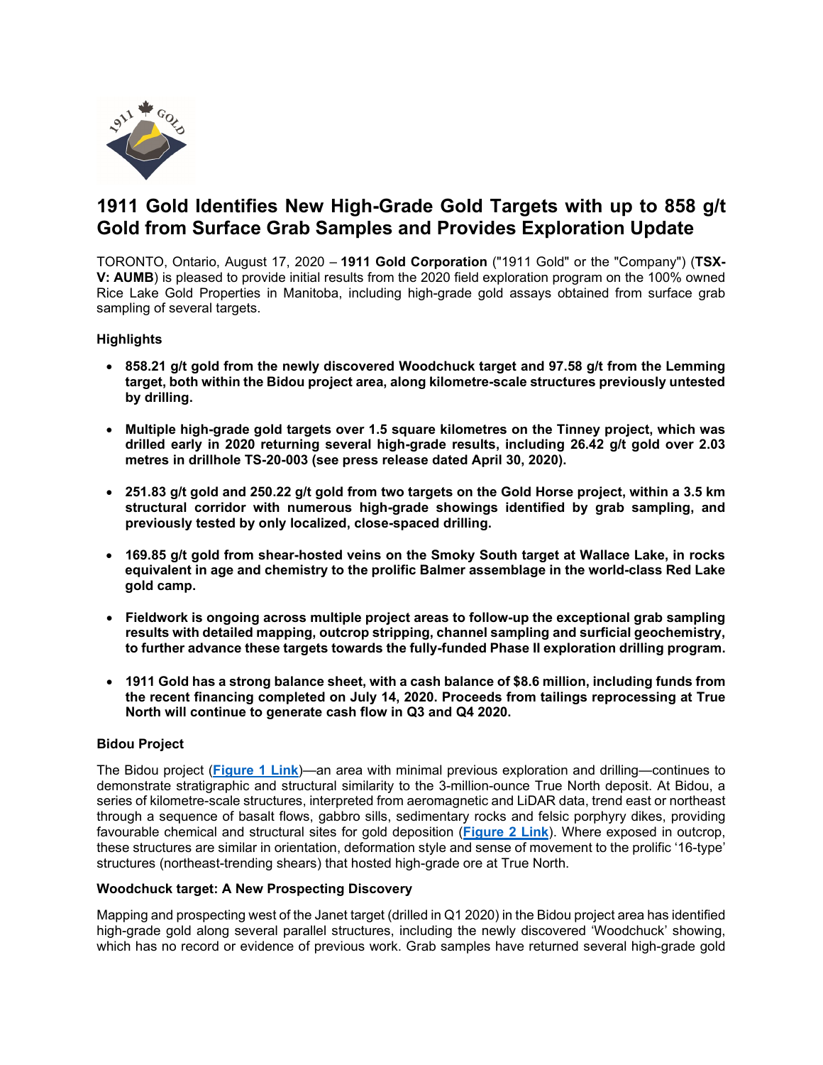# 1911 Gold Identifies New High-Grade Gold Targets with up to 858 g/t Gold from Surface Grab Samples and Provides Exploration Update

TORONTO, Ontario, August 17, 2020 – **1911 Gold Corporation** ("1911 Gold" or the "Company") (**TSX-V: AUMB**) is pleased to provide initial results from the 2020 field exploration program on the 100% owned Rice Lake Gold Properties in Manitoba, including high-grade gold assays obtained from surface grab sampling of several targets.

### Highlights

- **858.21 g/t gold from the newly discovered Woodchuck target and 97.58 g/t from the Lemming target, both within the Bidou project area, along kilometre-scale structures previously untested by drilling.**
- **Multiple high-grade gold targets over 1.5 square kilometres on the Tinney project, which was drilled early in 2020 returning several high-grade results, including 26.42 g/t gold over 2.03 metres in drillhole TS-20-003 (see press release dated April 30, 2020).**
- **251.83 g/t gold and 250.22 g/t gold from two targets on the Gold Horse project, within a 3.5 km structural corridor with numerous high-grade showings identified by grab sampling, and previously tested by only localized, close-spaced drilling.**
- **169.85 g/t gold from shear-hosted veins on the Smoky South target at Wallace Lake, in rocks equivalent in age and chemistry to the prolific Balmer assemblage in the world-class Red Lake gold camp.**
- **Fieldwork is ongoing across multiple project areas to follow-up the exceptional grab sampling results with detailed mapping, outcrop stripping, channel sampling and surficial geochemistry, to further advance these targets towards the fully-funded Phase II exploration drilling program.**
- **1911 Gold has a strong balance sheet, with a cash balance of $8.6 million, including funds from the recent financing completed on July 14, 2020. Proceeds from tailings reprocessing at True North will continue to generate cash flow in Q3 and Q4 2020.**

### Bidou Project

The Bidou project (**Figure 1 Link**)—an area with minimal previous exploration and drilling—continues to demonstrate stratigraphic and structural similarity to the 3-million-ounce True North deposit. At Bidou, a series of kilometre-scale structures, interpreted from aeromagnetic and LiDAR data, trend east or northeast through a sequence of basalt flows, gabbro sills, sedimentary rocks and felsic porphyry dikes, providing favourable chemical and structural sites for gold deposition (**Figure 2 Link**). Where exposed in outcrop, these structures are similar in orientation, deformation style and sense of movement to the prolific '16-type' structures (northeast-trending shears) that hosted high-grade ore at True North.

### Woodchuck target: A New Prospecting Discovery

Mapping and prospecting west of the Janet target (drilled in Q1 2020) in the Bidou project area has identified high-grade gold along several parallel structures, including the newly discovered 'Woodchuck' showing, which has no record or evidence of previous work. Grab samples have returned several high-grade gold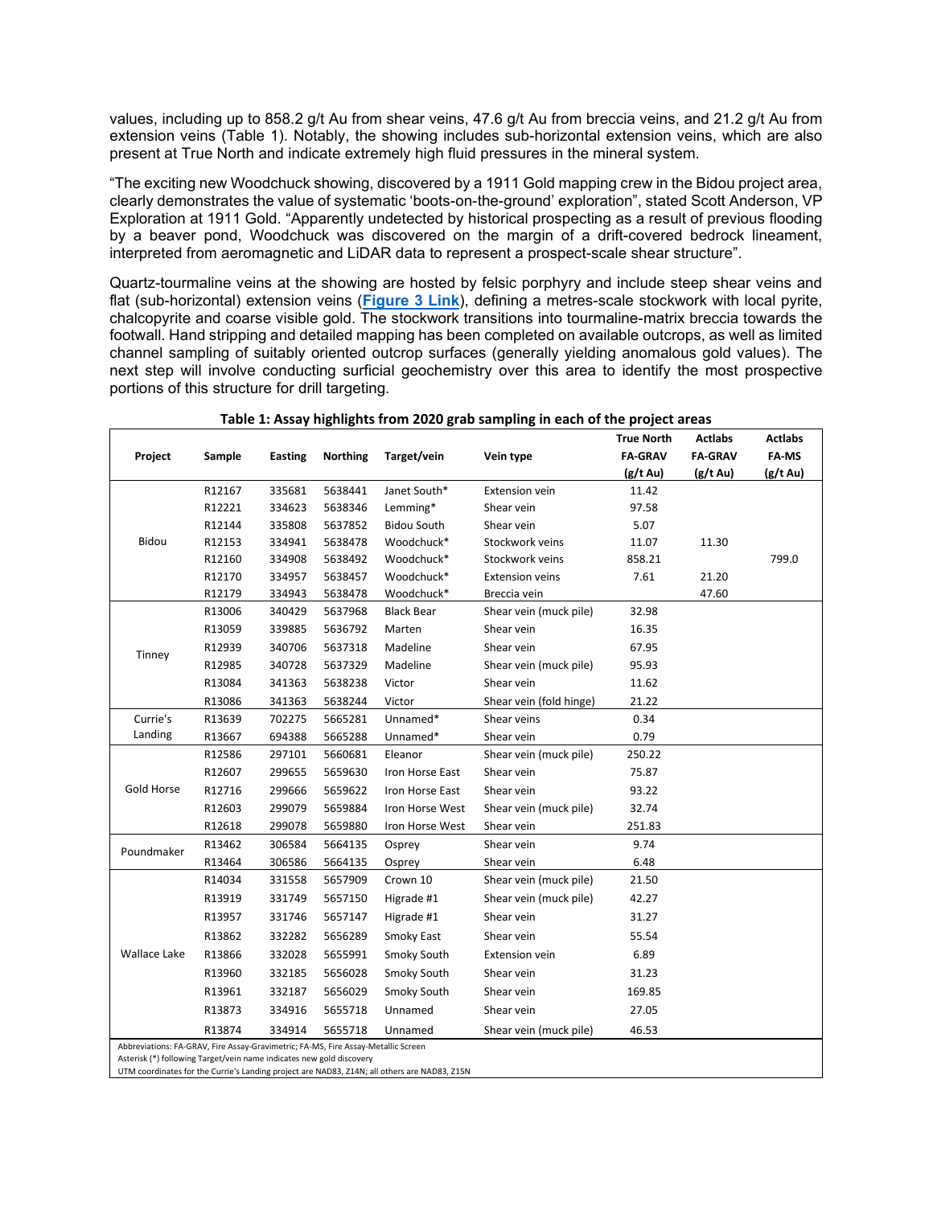values, including up to 858.2 g/t Au from shear veins, 47.6 g/t Au from breccia veins, and 21.2 g/t Au from extension veins (Table 1). Notably, the showing includes sub-horizontal extension veins, which are also present at True North and indicate extremely high fluid pressures in the mineral system.

"The exciting new Woodchuck showing, discovered by a 1911 Gold mapping crew in the Bidou project area, clearly demonstrates the value of systematic 'boots-on-the-ground' exploration", stated Scott Anderson, VP Exploration at 1911 Gold. "Apparently undetected by historical prospecting as a result of previous flooding by a beaver pond, Woodchuck was discovered on the margin of a drift-covered bedrock lineament, interpreted from aeromagnetic and LiDAR data to represent a prospect-scale shear structure".

Quartz-tourmaline veins at the showing are hosted by felsic porphyry and include steep shear veins and flat (sub-horizontal) extension veins (**Figure 3 Link**), defining a metres-scale stockwork with local pyrite, chalcopyrite and coarse visible gold. The stockwork transitions into tourmaline-matrix breccia towards the footwall. Hand stripping and detailed mapping has been completed on available outcrops, as well as limited channel sampling of suitably oriented outcrop surfaces (generally yielding anomalous gold values). The next step will involve conducting surficial geochemistry over this area to identify the most prospective portions of this structure for drill targeting.

**Table 1: Assay highlights from 2020 grab sampling in each of the project areas**

| Project | Sample | Easting | Northing | Target/vein | Vein type | True North FA-GRAV (g/t Au) | Actlabs FA-GRAV (g/t Au) | Actlabs FA-MS (g/t Au) |
|---|---|---|---|---|---|---|---|---|
| Bidou | R12167 | 335681 | 5638441 | Janet South* | Extension vein | 11.42 | | |
| | R12221 | 334623 | 5638346 | Lemming* | Shear vein | 97.58 | | |
| | R12144 | 335808 | 5637852 | Bidou South | Shear vein | 5.07 | | |
| | R12153 | 334941 | 5638478 | Woodchuck* | Stockwork veins | 11.07 | 11.30 | |
| | R12160 | 334908 | 5638492 | Woodchuck* | Stockwork veins | 858.21 | | 799.0 |
| | R12170 | 334957 | 5638457 | Woodchuck* | Extension veins | 7.61 | 21.20 | |
| | R12179 | 334943 | 5638478 | Woodchuck* | Breccia vein | | 47.60 | |
| Tinney | R13006 | 340429 | 5637968 | Black Bear | Shear vein (muck pile) | 32.98 | | |
| | R13059 | 339885 | 5636792 | Marten | Shear vein | 16.35 | | |
| | R12939 | 340706 | 5637318 | Madeline | Shear vein | 67.95 | | |
| | R12985 | 340728 | 5637329 | Madeline | Shear vein (muck pile) | 95.93 | | |
| | R13084 | 341363 | 5638238 | Victor | Shear vein | 11.62 | | |
| | R13086 | 341363 | 5638244 | Victor | Shear vein (fold hinge) | 21.22 | | |
| Currie's Landing | R13639 | 702275 | 5665281 | Unnamed* | Shear veins | 0.34 | | |
| | R13667 | 694388 | 5665288 | Unnamed* | Shear vein | 0.79 | | |
| Gold Horse | R12586 | 297101 | 5660681 | Eleanor | Shear vein (muck pile) | 250.22 | | |
| | R12607 | 299655 | 5659630 | Iron Horse East | Shear vein | 75.87 | | |
| | R12716 | 299666 | 5659622 | Iron Horse East | Shear vein | 93.22 | | |
| | R12603 | 299079 | 5659884 | Iron Horse West | Shear vein (muck pile) | 32.74 | | |
| | R12618 | 299078 | 5659880 | Iron Horse West | Shear vein | 251.83 | | |
| Poundmaker | R13462 | 306584 | 5664135 | Osprey | Shear vein | 9.74 | | |
| | R13464 | 306586 | 5664135 | Osprey | Shear vein | 6.48 | | |
| Wallace Lake | R14034 | 331558 | 5657909 | Crown 10 | Shear vein (muck pile) | 21.50 | | |
| | R13919 | 331749 | 5657150 | Higrade #1 | Shear vein (muck pile) | 42.27 | | |
| | R13957 | 331746 | 5657147 | Higrade #1 | Shear vein | 31.27 | | |
| | R13862 | 332282 | 5656289 | Smoky East | Shear vein | 55.54 | | |
| | R13866 | 332028 | 5655991 | Smoky South | Extension vein | 6.89 | | |
| | R13960 | 332185 | 5656028 | Smoky South | Shear vein | 31.23 | | |
| | R13961 | 332187 | 5656029 | Smoky South | Shear vein | 169.85 | | |
| | R13873 | 334916 | 5655718 | Unnamed | Shear vein | 27.05 | | |
| | R13874 | 334914 | 5655718 | Unnamed | Shear vein (muck pile) | 46.53 | | |

Abbreviations: FA-GRAV, Fire Assay-Gravimetric; FA-MS, Fire Assay-Metallic Screen
Asterisk (*) following Target/vein name indicates new gold discovery
UTM coordinates for the Currie's Landing project are NAD83, Z14N; all others are NAD83, Z15N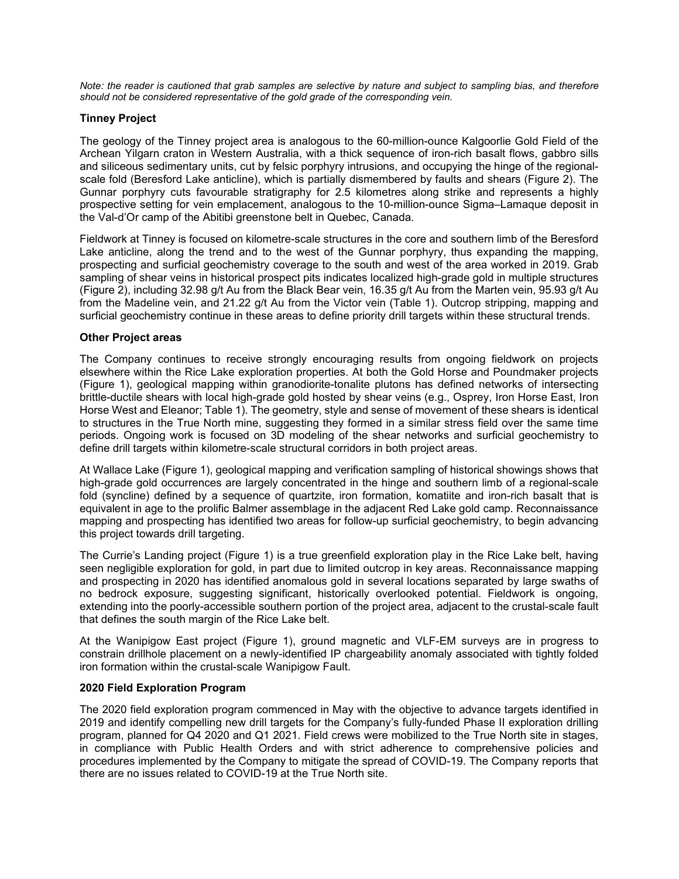*Note: the reader is cautioned that grab samples are selective by nature and subject to sampling bias, and therefore should not be considered representative of the gold grade of the corresponding vein.*

### Tinney Project

The geology of the Tinney project area is analogous to the 60-million-ounce Kalgoorlie Gold Field of the Archean Yilgarn craton in Western Australia, with a thick sequence of iron-rich basalt flows, gabbro sills and siliceous sedimentary units, cut by felsic porphyry intrusions, and occupying the hinge of the regional-scale fold (Beresford Lake anticline), which is partially dismembered by faults and shears (Figure 2). The Gunnar porphyry cuts favourable stratigraphy for 2.5 kilometres along strike and represents a highly prospective setting for vein emplacement, analogous to the 10-million-ounce Sigma–Lamaque deposit in the Val-d'Or camp of the Abitibi greenstone belt in Quebec, Canada.

Fieldwork at Tinney is focused on kilometre-scale structures in the core and southern limb of the Beresford Lake anticline, along the trend and to the west of the Gunnar porphyry, thus expanding the mapping, prospecting and surficial geochemistry coverage to the south and west of the area worked in 2019. Grab sampling of shear veins in historical prospect pits indicates localized high-grade gold in multiple structures (Figure 2), including 32.98 g/t Au from the Black Bear vein, 16.35 g/t Au from the Marten vein, 95.93 g/t Au from the Madeline vein, and 21.22 g/t Au from the Victor vein (Table 1). Outcrop stripping, mapping and surficial geochemistry continue in these areas to define priority drill targets within these structural trends.

### Other Project areas

The Company continues to receive strongly encouraging results from ongoing fieldwork on projects elsewhere within the Rice Lake exploration properties. At both the Gold Horse and Poundmaker projects (Figure 1), geological mapping within granodiorite-tonalite plutons has defined networks of intersecting brittle-ductile shears with local high-grade gold hosted by shear veins (e.g., Osprey, Iron Horse East, Iron Horse West and Eleanor; Table 1). The geometry, style and sense of movement of these shears is identical to structures in the True North mine, suggesting they formed in a similar stress field over the same time periods. Ongoing work is focused on 3D modeling of the shear networks and surficial geochemistry to define drill targets within kilometre-scale structural corridors in both project areas.

At Wallace Lake (Figure 1), geological mapping and verification sampling of historical showings shows that high-grade gold occurrences are largely concentrated in the hinge and southern limb of a regional-scale fold (syncline) defined by a sequence of quartzite, iron formation, komatiite and iron-rich basalt that is equivalent in age to the prolific Balmer assemblage in the adjacent Red Lake gold camp. Reconnaissance mapping and prospecting has identified two areas for follow-up surficial geochemistry, to begin advancing this project towards drill targeting.

The Currie's Landing project (Figure 1) is a true greenfield exploration play in the Rice Lake belt, having seen negligible exploration for gold, in part due to limited outcrop in key areas. Reconnaissance mapping and prospecting in 2020 has identified anomalous gold in several locations separated by large swaths of no bedrock exposure, suggesting significant, historically overlooked potential. Fieldwork is ongoing, extending into the poorly-accessible southern portion of the project area, adjacent to the crustal-scale fault that defines the south margin of the Rice Lake belt.

At the Wanipigow East project (Figure 1), ground magnetic and VLF-EM surveys are in progress to constrain drillhole placement on a newly-identified IP chargeability anomaly associated with tightly folded iron formation within the crustal-scale Wanipigow Fault.

### 2020 Field Exploration Program

The 2020 field exploration program commenced in May with the objective to advance targets identified in 2019 and identify compelling new drill targets for the Company's fully-funded Phase II exploration drilling program, planned for Q4 2020 and Q1 2021. Field crews were mobilized to the True North site in stages, in compliance with Public Health Orders and with strict adherence to comprehensive policies and procedures implemented by the Company to mitigate the spread of COVID-19. The Company reports that there are no issues related to COVID-19 at the True North site.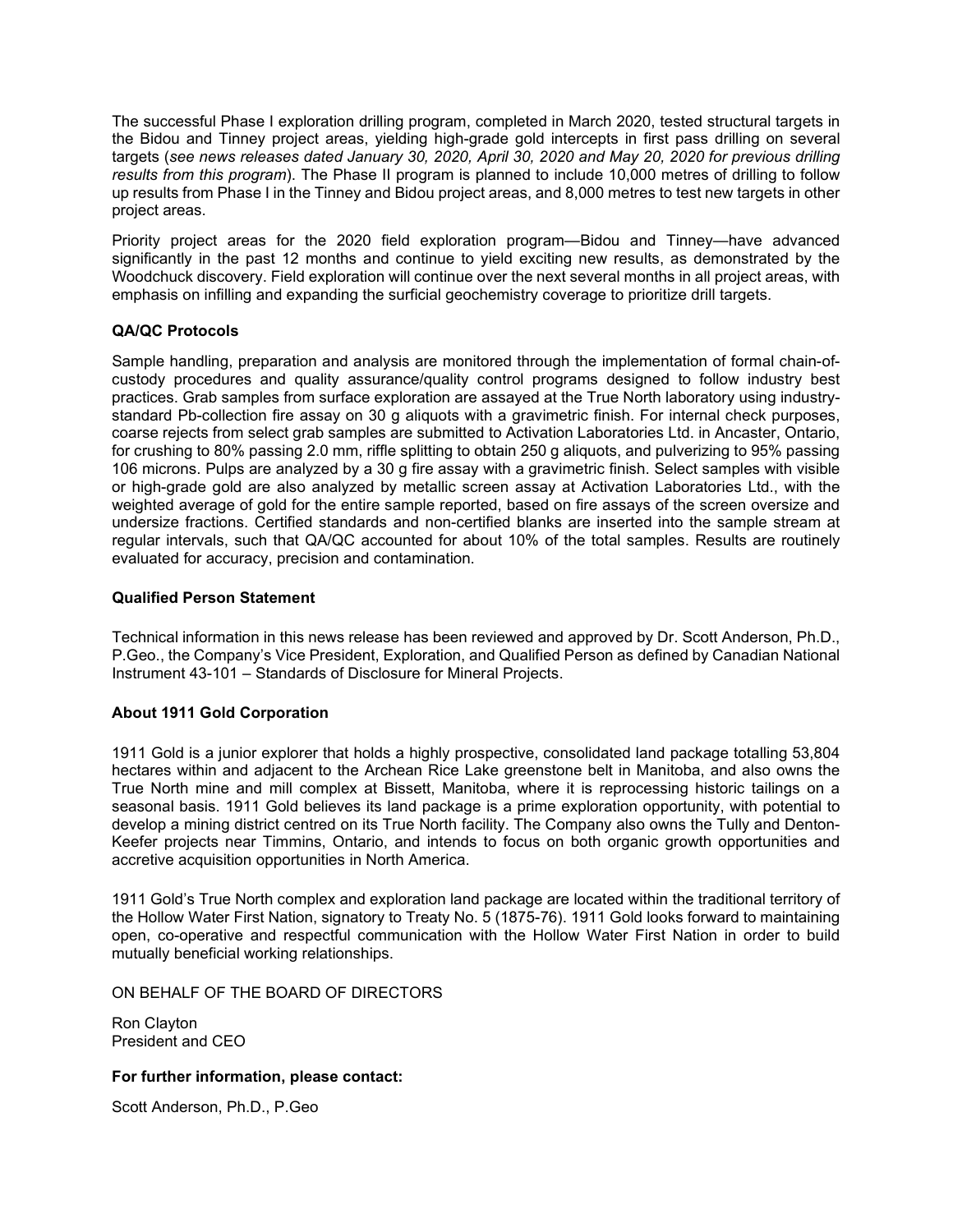The successful Phase I exploration drilling program, completed in March 2020, tested structural targets in the Bidou and Tinney project areas, yielding high-grade gold intercepts in first pass drilling on several targets (*see news releases dated January 30, 2020, April 30, 2020 and May 20, 2020 for previous drilling results from this program*). The Phase II program is planned to include 10,000 metres of drilling to follow up results from Phase I in the Tinney and Bidou project areas, and 8,000 metres to test new targets in other project areas.

Priority project areas for the 2020 field exploration program—Bidou and Tinney—have advanced significantly in the past 12 months and continue to yield exciting new results, as demonstrated by the Woodchuck discovery. Field exploration will continue over the next several months in all project areas, with emphasis on infilling and expanding the surficial geochemistry coverage to prioritize drill targets.

**QA/QC Protocols**

Sample handling, preparation and analysis are monitored through the implementation of formal chain-of-custody procedures and quality assurance/quality control programs designed to follow industry best practices. Grab samples from surface exploration are assayed at the True North laboratory using industry-standard Pb-collection fire assay on 30 g aliquots with a gravimetric finish. For internal check purposes, coarse rejects from select grab samples are submitted to Activation Laboratories Ltd. in Ancaster, Ontario, for crushing to 80% passing 2.0 mm, riffle splitting to obtain 250 g aliquots, and pulverizing to 95% passing 106 microns. Pulps are analyzed by a 30 g fire assay with a gravimetric finish. Select samples with visible or high-grade gold are also analyzed by metallic screen assay at Activation Laboratories Ltd., with the weighted average of gold for the entire sample reported, based on fire assays of the screen oversize and undersize fractions. Certified standards and non-certified blanks are inserted into the sample stream at regular intervals, such that QA/QC accounted for about 10% of the total samples. Results are routinely evaluated for accuracy, precision and contamination.

**Qualified Person Statement**

Technical information in this news release has been reviewed and approved by Dr. Scott Anderson, Ph.D., P.Geo., the Company's Vice President, Exploration, and Qualified Person as defined by Canadian National Instrument 43-101 – Standards of Disclosure for Mineral Projects.

**About 1911 Gold Corporation**

1911 Gold is a junior explorer that holds a highly prospective, consolidated land package totalling 53,804 hectares within and adjacent to the Archean Rice Lake greenstone belt in Manitoba, and also owns the True North mine and mill complex at Bissett, Manitoba, where it is reprocessing historic tailings on a seasonal basis. 1911 Gold believes its land package is a prime exploration opportunity, with potential to develop a mining district centred on its True North facility. The Company also owns the Tully and Denton-Keefer projects near Timmins, Ontario, and intends to focus on both organic growth opportunities and accretive acquisition opportunities in North America.

1911 Gold's True North complex and exploration land package are located within the traditional territory of the Hollow Water First Nation, signatory to Treaty No. 5 (1875-76). 1911 Gold looks forward to maintaining open, co-operative and respectful communication with the Hollow Water First Nation in order to build mutually beneficial working relationships.

ON BEHALF OF THE BOARD OF DIRECTORS

Ron Clayton
President and CEO

**For further information, please contact:**

Scott Anderson, Ph.D., P.Geo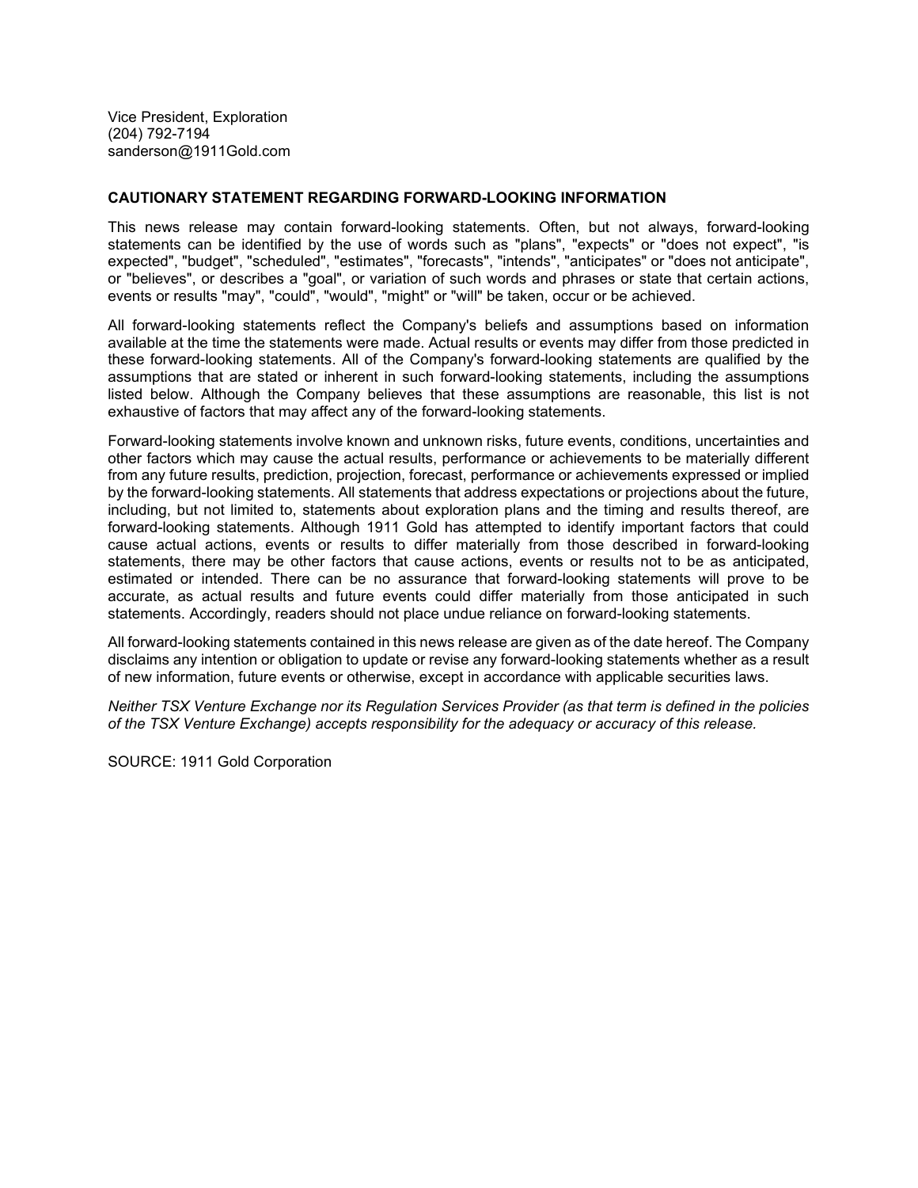Vice President, Exploration
(204) 792-7194
sanderson@1911Gold.com

**CAUTIONARY STATEMENT REGARDING FORWARD-LOOKING INFORMATION**

This news release may contain forward-looking statements. Often, but not always, forward-looking statements can be identified by the use of words such as "plans", "expects" or "does not expect", "is expected", "budget", "scheduled", "estimates", "forecasts", "intends", "anticipates" or "does not anticipate", or "believes", or describes a "goal", or variation of such words and phrases or state that certain actions, events or results "may", "could", "would", "might" or "will" be taken, occur or be achieved.

All forward-looking statements reflect the Company's beliefs and assumptions based on information available at the time the statements were made. Actual results or events may differ from those predicted in these forward-looking statements. All of the Company's forward-looking statements are qualified by the assumptions that are stated or inherent in such forward-looking statements, including the assumptions listed below. Although the Company believes that these assumptions are reasonable, this list is not exhaustive of factors that may affect any of the forward-looking statements.

Forward-looking statements involve known and unknown risks, future events, conditions, uncertainties and other factors which may cause the actual results, performance or achievements to be materially different from any future results, prediction, projection, forecast, performance or achievements expressed or implied by the forward-looking statements. All statements that address expectations or projections about the future, including, but not limited to, statements about exploration plans and the timing and results thereof, are forward-looking statements. Although 1911 Gold has attempted to identify important factors that could cause actual actions, events or results to differ materially from those described in forward-looking statements, there may be other factors that cause actions, events or results not to be as anticipated, estimated or intended. There can be no assurance that forward-looking statements will prove to be accurate, as actual results and future events could differ materially from those anticipated in such statements. Accordingly, readers should not place undue reliance on forward-looking statements.

All forward-looking statements contained in this news release are given as of the date hereof. The Company disclaims any intention or obligation to update or revise any forward-looking statements whether as a result of new information, future events or otherwise, except in accordance with applicable securities laws.

*Neither TSX Venture Exchange nor its Regulation Services Provider (as that term is defined in the policies of the TSX Venture Exchange) accepts responsibility for the adequacy or accuracy of this release.*

SOURCE: 1911 Gold Corporation